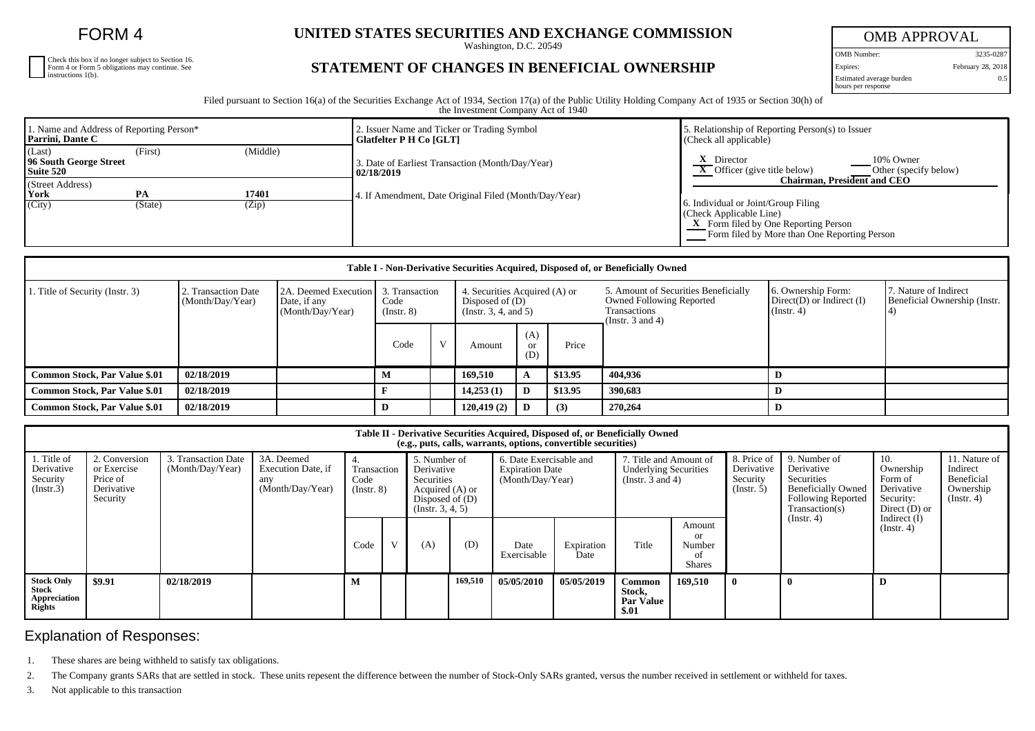# FORM 4

☐ Check this box if no longer subject to Section 16. Form 4 or Form 5 obligations may continue. See instructions 1(b).

## UNITED STATES SECURITIES AND EXCHANGE COMMISSION

Washington, D.C. 20549

## STATEMENT OF CHANGES IN BENEFICIAL OWNERSHIP

| OMB APPROVAL | |
|---|---|
| OMB Number: | 3235-0287 |
| Expires: | February 28, 2018 |
| Estimated average burden hours per response | 0.5 |

Filed pursuant to Section 16(a) of the Securities Exchange Act of 1934, Section 17(a) of the Public Utility Holding Company Act of 1935 or Section 30(h) of the Investment Company Act of 1940

| 1. Name and Address of Reporting Person* | 2. Issuer Name and Ticker or Trading Symbol | 5. Relationship of Reporting Person(s) to Issuer (Check all applicable) |
|---|---|---|
| **Parrini, Dante C** | **Glatfelter P H Co [GLT]** | X Director; 10% Owner |
| (Last) (First) (Middle) **96 South George Street Suite 520** | 3. Date of Earliest Transaction (Month/Day/Year) **02/18/2019** | X Officer (give title below); Other (specify below) **Chairman, President and CEO** |
| (Street Address) **York PA 17401** (City) (State) (Zip) | 4. If Amendment, Date Original Filed (Month/Day/Year) | 6. Individual or Joint/Group Filing (Check Applicable Line) X Form filed by One Reporting Person; Form filed by More than One Reporting Person |

**Table I - Non-Derivative Securities Acquired, Disposed of, or Beneficially Owned**

| 1. Title of Security (Instr. 3) | 2. Transaction Date (Month/Day/Year) | 2A. Deemed Execution Date, if any (Month/Day/Year) | 3. Transaction Code (Instr. 8) | | 4. Securities Acquired (A) or Disposed of (D) (Instr. 3, 4, and 5) | | | 5. Amount of Securities Beneficially Owned Following Reported Transactions (Instr. 3 and 4) | 6. Ownership Form: Direct(D) or Indirect (I) (Instr. 4) | 7. Nature of Indirect Beneficial Ownership (Instr. 4) |
|---|---|---|---|---|---|---|---|---|---|---|
| | | | Code | V | Amount | (A) or (D) | Price | | | |
| **Common Stock, Par Value $.01** | **02/18/2019** | | **M** | | **169,510** | **A** | **$13.95** | **404,936** | **D** | |
| **Common Stock, Par Value $.01** | **02/18/2019** | | **F** | | **14,253 (1)** | **D** | **$13.95** | **390,683** | **D** | |
| **Common Stock, Par Value $.01** | **02/18/2019** | | **D** | | **120,419 (2)** | **D** | **(3)** | **270,264** | **D** | |

**Table II - Derivative Securities Acquired, Disposed of, or Beneficially Owned (e.g., puts, calls, warrants, options, convertible securities)**

| 1. Title of Derivative Security (Instr.3) | 2. Conversion or Exercise Price of Derivative Security | 3. Transaction Date (Month/Day/Year) | 3A. Deemed Execution Date, if any (Month/Day/Year) | 4. Transaction Code (Instr. 8) | | 5. Number of Derivative Securities Acquired (A) or Disposed of (D) (Instr. 3, 4, 5) | | 6. Date Exercisable and Expiration Date (Month/Day/Year) | | 7. Title and Amount of Underlying Securities (Instr. 3 and 4) | | 8. Price of Derivative Security (Instr. 5) | 9. Number of Derivative Securities Beneficially Owned Following Reported Transaction(s) (Instr. 4) | 10. Ownership Form of Derivative Security: Direct (D) or Indirect (I) (Instr. 4) | 11. Nature of Indirect Beneficial Ownership (Instr. 4) |
|---|---|---|---|---|---|---|---|---|---|---|---|---|---|---|---|
| | | | | Code | V | (A) | (D) | Date Exercisable | Expiration Date | Title | Amount or Number of Shares | | | | |
| **Stock Only Stock Appreciation Rights** | **$9.91** | **02/18/2019** | | **M** | | | **169,510** | **05/05/2010** | **05/05/2019** | **Common Stock, Par Value $.01** | **169,510** | **0** | **0** | **D** | |

## Explanation of Responses:

1. These shares are being withheld to satisfy tax obligations.
2. The Company grants SARs that are settled in stock. These units repesent the difference between the number of Stock-Only SARs granted, versus the number received in settlement or withheld for taxes.
3. Not applicable to this transaction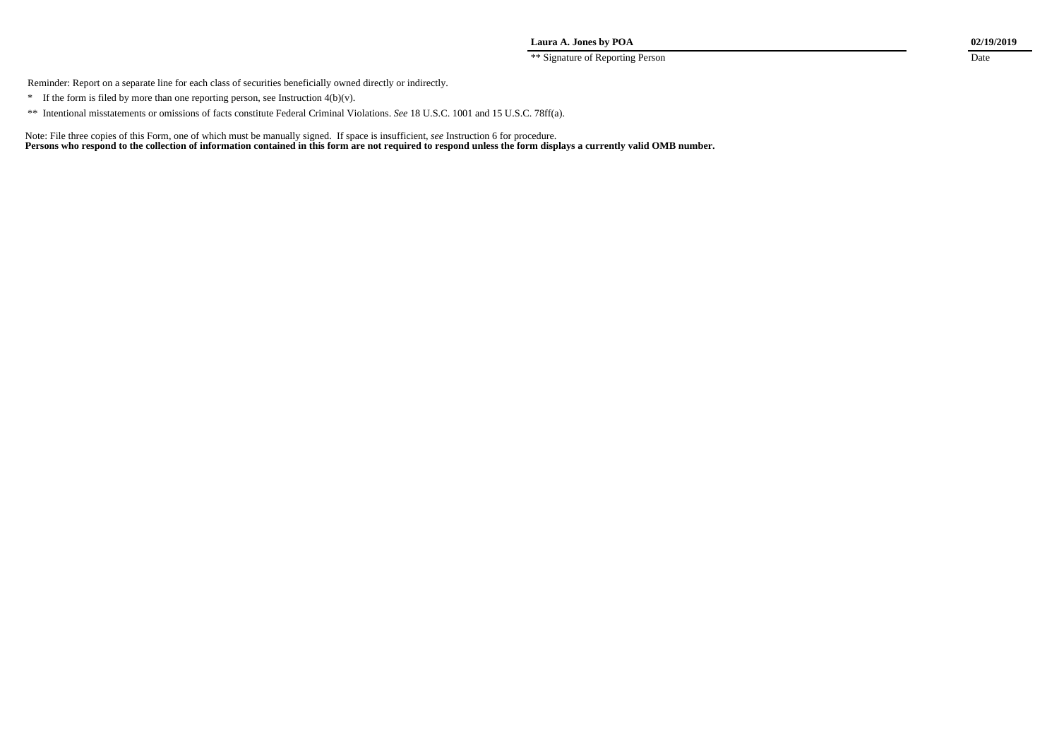| | |
|---|---|
| **Laura A. Jones by POA** | **02/19/2019** |
| ** Signature of Reporting Person | Date |

Reminder: Report on a separate line for each class of securities beneficially owned directly or indirectly.

* If the form is filed by more than one reporting person, see Instruction 4(b)(v).

** Intentional misstatements or omissions of facts constitute Federal Criminal Violations. *See* 18 U.S.C. 1001 and 15 U.S.C. 78ff(a).

Note: File three copies of this Form, one of which must be manually signed. If space is insufficient, *see* Instruction 6 for procedure.

**Persons who respond to the collection of information contained in this form are not required to respond unless the form displays a currently valid OMB number.**